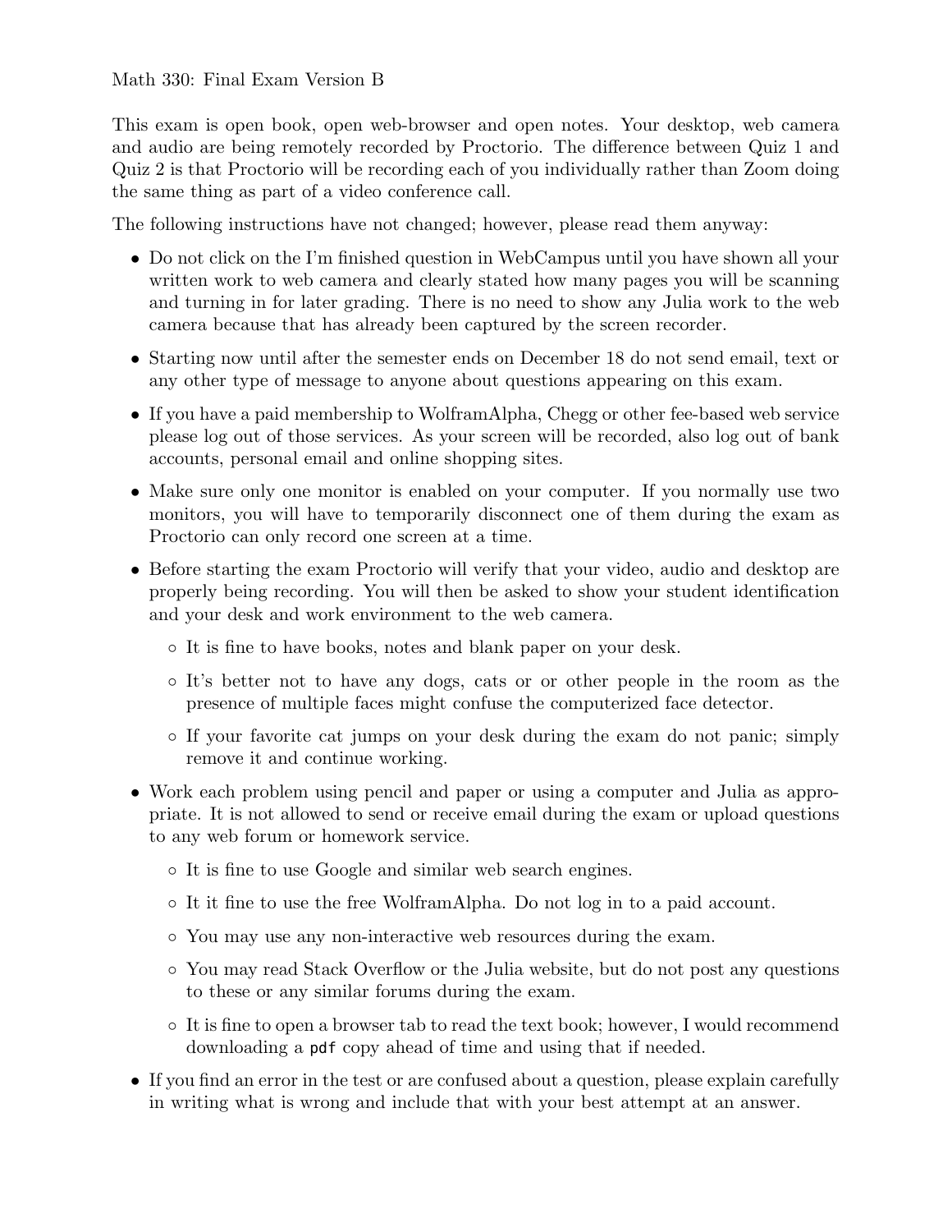Math 330: Final Exam Version B

This exam is open book, open web-browser and open notes. Your desktop, web camera and audio are being remotely recorded by Proctorio. The difference between Quiz 1 and Quiz 2 is that Proctorio will be recording each of you individually rather than Zoom doing the same thing as part of a video conference call.

The following instructions have not changed; however, please read them anyway:

- Do not click on the I'm finished question in WebCampus until you have shown all your written work to web camera and clearly stated how many pages you will be scanning and turning in for later grading. There is no need to show any Julia work to the web camera because that has already been captured by the screen recorder.
- Starting now until after the semester ends on December 18 do not send email, text or any other type of message to anyone about questions appearing on this exam.
- If you have a paid membership to WolframAlpha, Chegg or other fee-based web service please log out of those services. As your screen will be recorded, also log out of bank accounts, personal email and online shopping sites.
- Make sure only one monitor is enabled on your computer. If you normally use two monitors, you will have to temporarily disconnect one of them during the exam as Proctorio can only record one screen at a time.
- Before starting the exam Proctorio will verify that your video, audio and desktop are properly being recording. You will then be asked to show your student identification and your desk and work environment to the web camera.
  - It is fine to have books, notes and blank paper on your desk.
  - It's better not to have any dogs, cats or or other people in the room as the presence of multiple faces might confuse the computerized face detector.
  - If your favorite cat jumps on your desk during the exam do not panic; simply remove it and continue working.
- Work each problem using pencil and paper or using a computer and Julia as appropriate. It is not allowed to send or receive email during the exam or upload questions to any web forum or homework service.
  - It is fine to use Google and similar web search engines.
  - It it fine to use the free WolframAlpha. Do not log in to a paid account.
  - You may use any non-interactive web resources during the exam.
  - You may read Stack Overflow or the Julia website, but do not post any questions to these or any similar forums during the exam.
  - It is fine to open a browser tab to read the text book; however, I would recommend downloading a `pdf` copy ahead of time and using that if needed.
- If you find an error in the test or are confused about a question, please explain carefully in writing what is wrong and include that with your best attempt at an answer.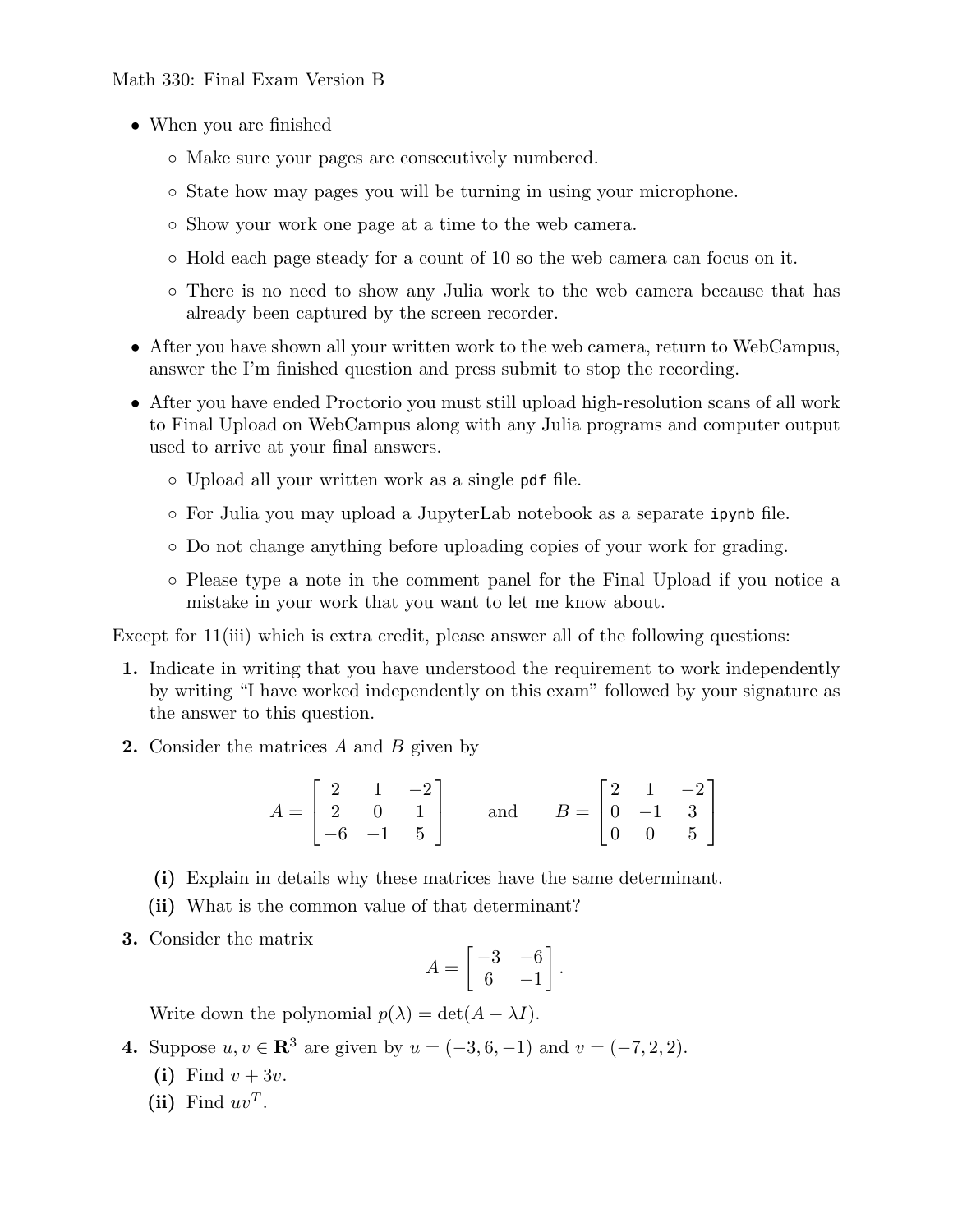Math 330: Final Exam Version B

- When you are finished
  - Make sure your pages are consecutively numbered.
  - State how may pages you will be turning in using your microphone.
  - Show your work one page at a time to the web camera.
  - Hold each page steady for a count of 10 so the web camera can focus on it.
  - There is no need to show any Julia work to the web camera because that has already been captured by the screen recorder.
- After you have shown all your written work to the web camera, return to WebCampus, answer the I'm finished question and press submit to stop the recording.
- After you have ended Proctorio you must still upload high-resolution scans of all work to Final Upload on WebCampus along with any Julia programs and computer output used to arrive at your final answers.
  - Upload all your written work as a single `pdf` file.
  - For Julia you may upload a JupyterLab notebook as a separate `ipynb` file.
  - Do not change anything before uploading copies of your work for grading.
  - Please type a note in the comment panel for the Final Upload if you notice a mistake in your work that you want to let me know about.

Except for 11(iii) which is extra credit, please answer all of the following questions:

**1.** Indicate in writing that you have understood the requirement to work independently by writing "I have worked independently on this exam" followed by your signature as the answer to this question.

**2.** Consider the matrices $A$ and $B$ given by

$$A = \begin{bmatrix} 2 & 1 & -2 \\ 2 & 0 & 1 \\ -6 & -1 & 5 \end{bmatrix} \qquad \text{and} \qquad B = \begin{bmatrix} 2 & 1 & -2 \\ 0 & -1 & 3 \\ 0 & 0 & 5 \end{bmatrix}$$

**(i)** Explain in details why these matrices have the same determinant.

**(ii)** What is the common value of that determinant?

**3.** Consider the matrix

$$A = \begin{bmatrix} -3 & -6 \\ 6 & -1 \end{bmatrix}.$$

Write down the polynomial $p(\lambda) = \det(A - \lambda I)$.

**4.** Suppose $u, v \in \mathbf{R}^3$ are given by $u = (-3, 6, -1)$ and $v = (-7, 2, 2)$.

**(i)** Find $v + 3v$.

**(ii)** Find $uv^T$.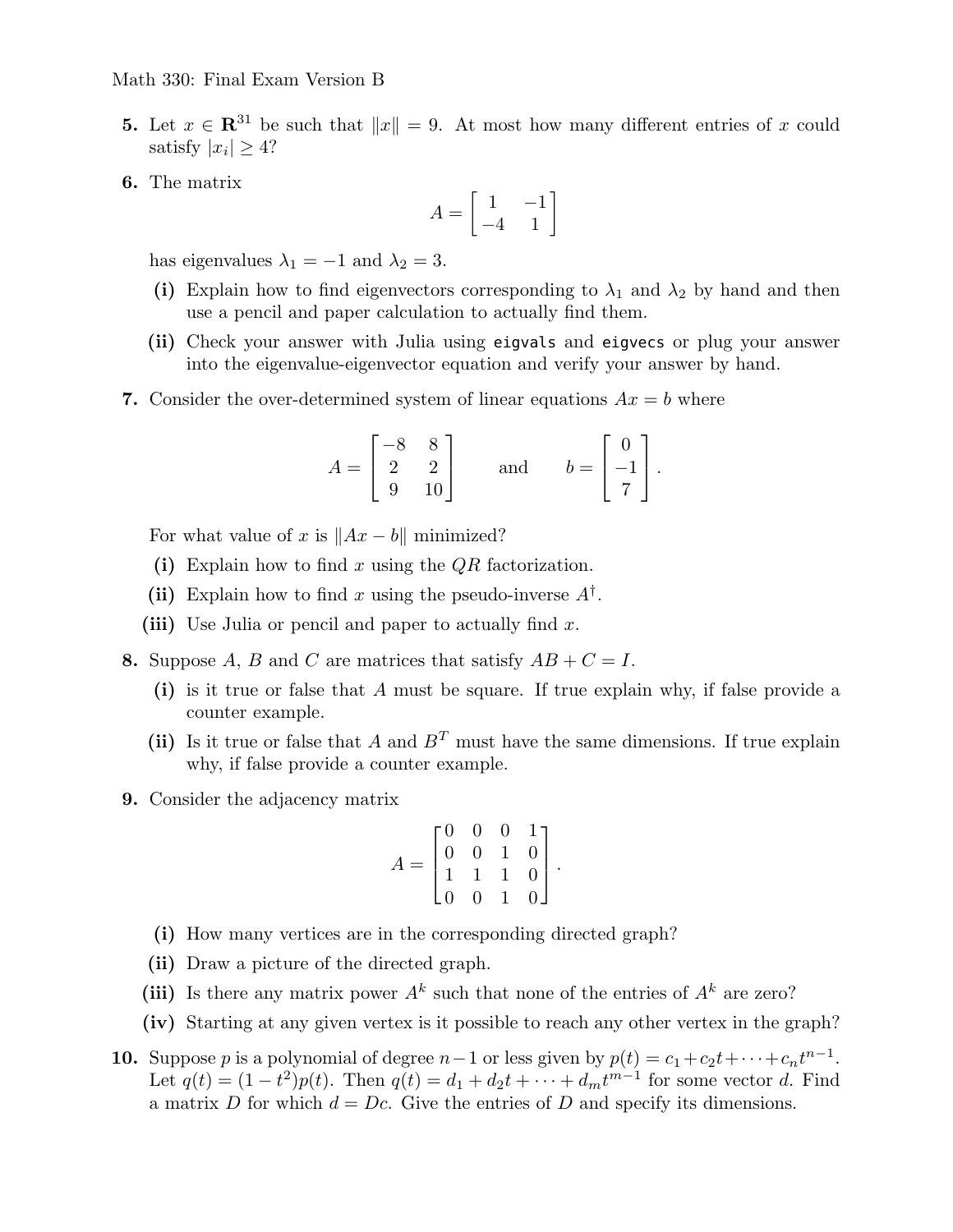**5.** Let $x \in \mathbf{R}^{31}$ be such that $\|x\| = 9$. At most how many different entries of $x$ could satisfy $|x_i| \geq 4$?

**6.** The matrix

$$A = \begin{bmatrix} 1 & -1 \\ -4 & 1 \end{bmatrix}$$

has eigenvalues $\lambda_1 = -1$ and $\lambda_2 = 3$.

**(i)** Explain how to find eigenvectors corresponding to $\lambda_1$ and $\lambda_2$ by hand and then use a pencil and paper calculation to actually find them.

**(ii)** Check your answer with Julia using `eigvals` and `eigvecs` or plug your answer into the eigenvalue-eigenvector equation and verify your answer by hand.

**7.** Consider the over-determined system of linear equations $Ax = b$ where

$$A = \begin{bmatrix} -8 & 8 \\ 2 & 2 \\ 9 & 10 \end{bmatrix} \qquad \text{and} \qquad b = \begin{bmatrix} 0 \\ -1 \\ 7 \end{bmatrix}.$$

For what value of $x$ is $\|Ax - b\|$ minimized?

**(i)** Explain how to find $x$ using the $QR$ factorization.

**(ii)** Explain how to find $x$ using the pseudo-inverse $A^\dagger$.

**(iii)** Use Julia or pencil and paper to actually find $x$.

**8.** Suppose $A$, $B$ and $C$ are matrices that satisfy $AB + C = I$.

**(i)** is it true or false that $A$ must be square. If true explain why, if false provide a counter example.

**(ii)** Is it true or false that $A$ and $B^T$ must have the same dimensions. If true explain why, if false provide a counter example.

**9.** Consider the adjacency matrix

$$A = \begin{bmatrix} 0 & 0 & 0 & 1 \\ 0 & 0 & 1 & 0 \\ 1 & 1 & 1 & 0 \\ 0 & 0 & 1 & 0 \end{bmatrix}.$$

**(i)** How many vertices are in the corresponding directed graph?

**(ii)** Draw a picture of the directed graph.

**(iii)** Is there any matrix power $A^k$ such that none of the entries of $A^k$ are zero?

**(iv)** Starting at any given vertex is it possible to reach any other vertex in the graph?

**10.** Suppose $p$ is a polynomial of degree $n-1$ or less given by $p(t) = c_1 + c_2 t + \cdots + c_n t^{n-1}$. Let $q(t) = (1 - t^2)p(t)$. Then $q(t) = d_1 + d_2 t + \cdots + d_m t^{m-1}$ for some vector $d$. Find a matrix $D$ for which $d = Dc$. Give the entries of $D$ and specify its dimensions.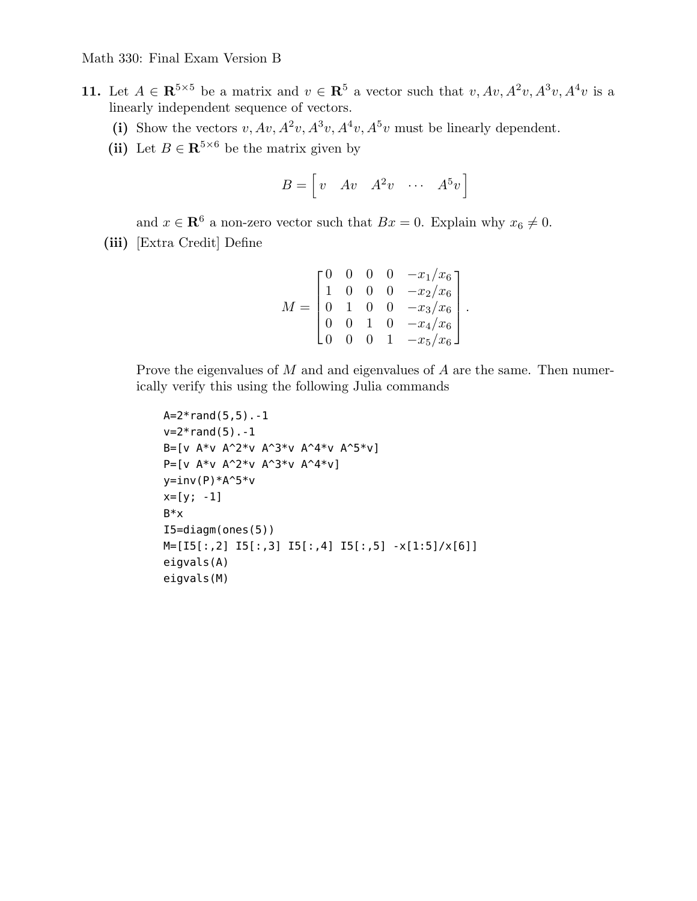Math 330: Final Exam Version B

**11.** Let $A \in \mathbf{R}^{5\times 5}$ be a matrix and $v \in \mathbf{R}^5$ a vector such that $v, Av, A^2v, A^3v, A^4v$ is a linearly independent sequence of vectors.

**(i)** Show the vectors $v, Av, A^2v, A^3v, A^4v, A^5v$ must be linearly dependent.

**(ii)** Let $B \in \mathbf{R}^{5\times 6}$ be the matrix given by

$$B = \begin{bmatrix} v & Av & A^2v & \cdots & A^5v \end{bmatrix}$$

and $x \in \mathbf{R}^6$ a non-zero vector such that $Bx = 0$. Explain why $x_6 \neq 0$.

**(iii)** [Extra Credit] Define

$$M = \begin{bmatrix} 0 & 0 & 0 & 0 & -x_1/x_6 \\ 1 & 0 & 0 & 0 & -x_2/x_6 \\ 0 & 1 & 0 & 0 & -x_3/x_6 \\ 0 & 0 & 1 & 0 & -x_4/x_6 \\ 0 & 0 & 0 & 1 & -x_5/x_6 \end{bmatrix}.$$

Prove the eigenvalues of $M$ and and eigenvalues of $A$ are the same. Then numerically verify this using the following Julia commands

```
A=2*rand(5,5).-1
v=2*rand(5).-1
B=[v A*v A^2*v A^3*v A^4*v A^5*v]
P=[v A*v A^2*v A^3*v A^4*v]
y=inv(P)*A^5*v
x=[y; -1]
B*x
I5=diagm(ones(5))
M=[I5[:,2] I5[:,3] I5[:,4] I5[:,5] -x[1:5]/x[6]]
eigvals(A)
eigvals(M)
```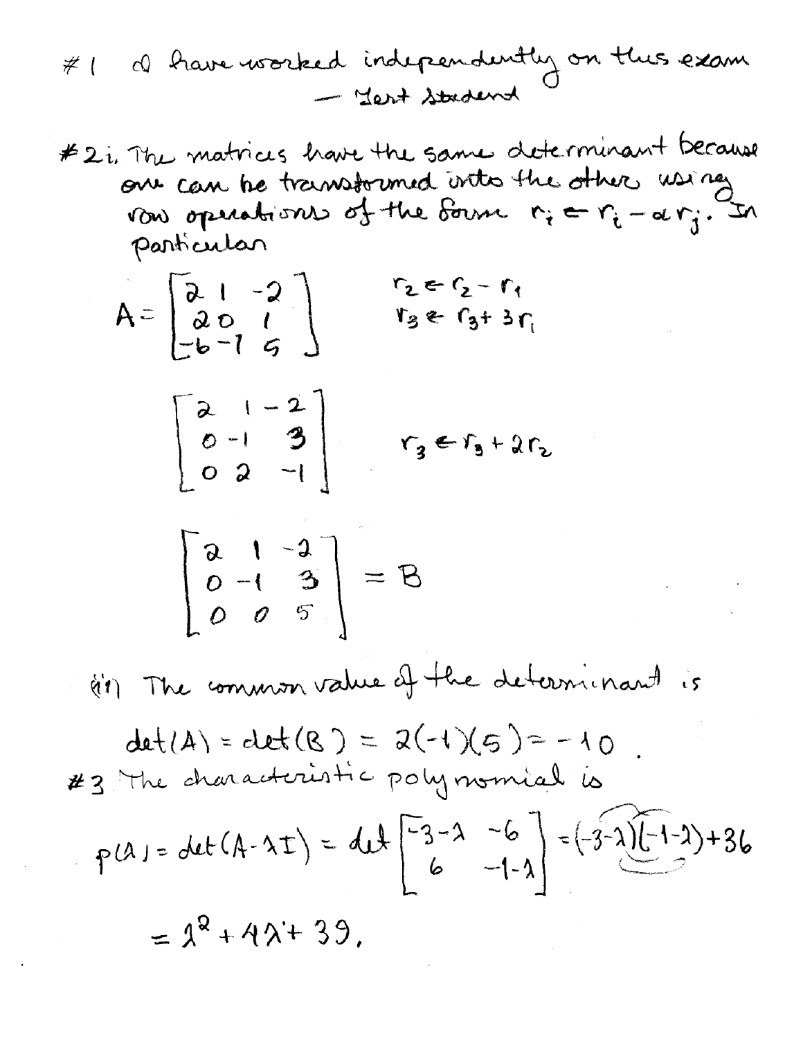#1 I have worked independently on this exam

— Test Student

#2 i. The matrices have the same determinant because one can be transformed into the other using row operations of the form $r_i \leftarrow r_i - \alpha r_j$. In particular

$$A = \begin{bmatrix} 2 & 1 & -2 \\ 2 & 0 & 1 \\ -6 & -1 & 5 \end{bmatrix} \qquad \begin{array}{l} r_2 \leftarrow r_2 - r_1 \\ r_3 \leftarrow r_3 + 3r_1 \end{array}$$

$$\begin{bmatrix} 2 & 1 & -2 \\ 0 & -1 & 3 \\ 0 & 2 & -1 \end{bmatrix} \qquad r_3 \leftarrow r_3 + 2r_2$$

$$\begin{bmatrix} 2 & 1 & -2 \\ 0 & -1 & 3 \\ 0 & 0 & 5 \end{bmatrix} = B$$

(ii) The common value of the determinant is

$$\det(A) = \det(B) = 2(-1)(5) = -10.$$

#3 The characteristic polynomial is

$$p(\lambda) = \det(A - \lambda I) = \det\begin{bmatrix} -3-\lambda & -6 \\ 6 & -1-\lambda \end{bmatrix} = (-3-\lambda)(-1-\lambda) + 36$$

$$= \lambda^2 + 4\lambda + 39.$$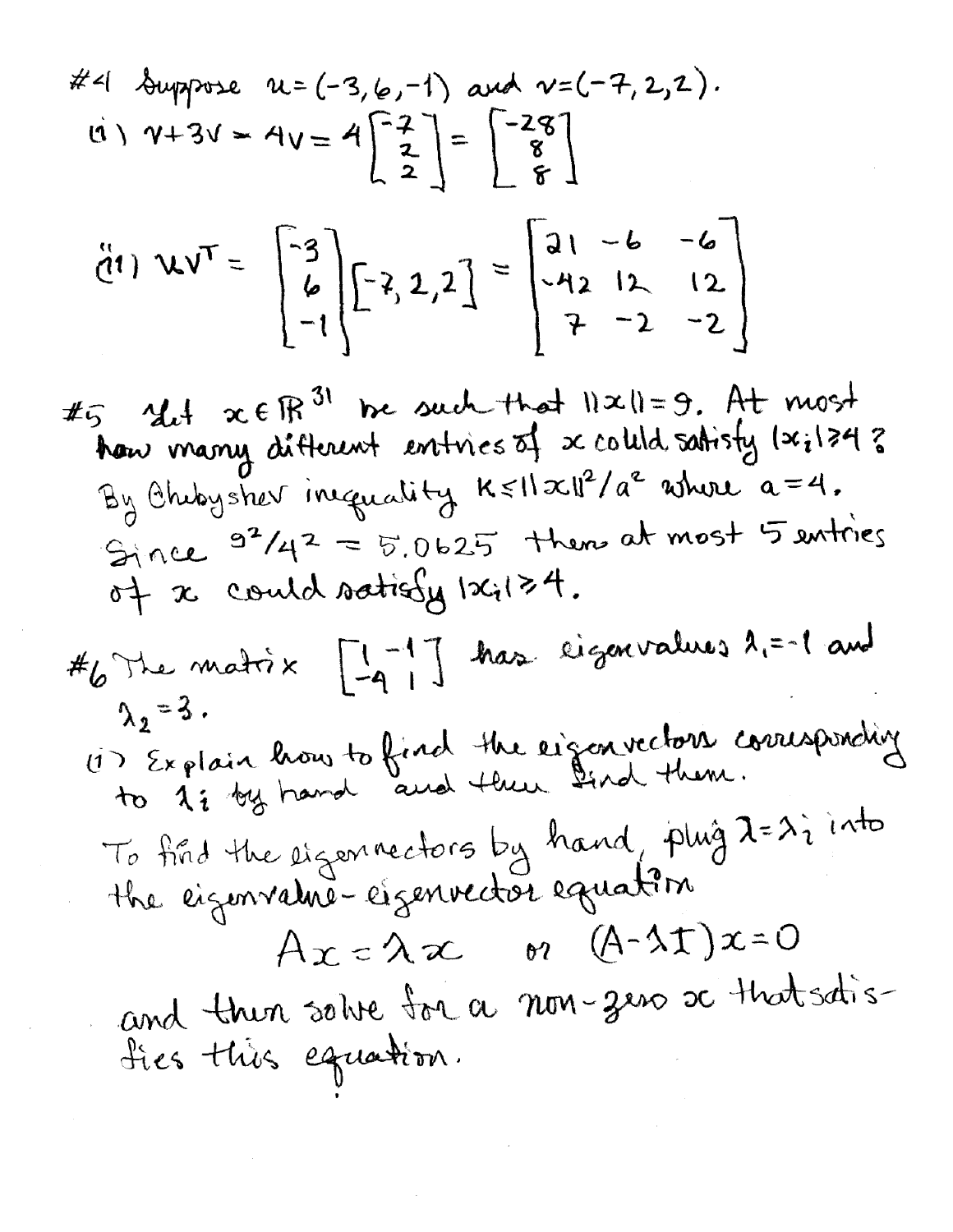#4 Suppose $u = (-3, 6, -1)$ and $v = (-7, 2, 2)$.

(i) $v + 3v = 4v = 4\begin{bmatrix} -7 \\ 2 \\ 2 \end{bmatrix} = \begin{bmatrix} -28 \\ 8 \\ 8 \end{bmatrix}$

(ii) $uv^T = \begin{bmatrix} -3 \\ 6 \\ -1 \end{bmatrix} \begin{bmatrix} -7, 2, 2 \end{bmatrix} = \begin{bmatrix} 21 & -6 & -6 \\ -42 & 12 & 12 \\ 7 & -2 & -2 \end{bmatrix}$

#5 Let $x \in \mathbb{R}^{31}$ be such that $\|x\| = 9$. At most how many different entries of $x$ could satisfy $|x_i| \geq 4$?

By Chebyshev inequality $K \leq \|x\|^2 / a^2$ where $a = 4$.

Since $9^2/4^2 = 5.0625$ then at most 5 entries of $x$ could satisfy $|x_i| \geq 4$.

#6 The matrix $\begin{bmatrix} 1 & -1 \\ -4 & 1 \end{bmatrix}$ has eigenvalues $\lambda_1 = -1$ and $\lambda_2 = 3$.

(i) Explain how to find the eigenvectors corresponding to $\lambda_i$ by hand and then find them.

To find the eigenvectors by hand, plug $\lambda = \lambda_i$ into the eigenvalue-eigenvector equation

$$Ax = \lambda x \quad \text{or} \quad (A - \lambda I)x = 0$$

and then solve for a non-zero $x$ that satisfies this equation.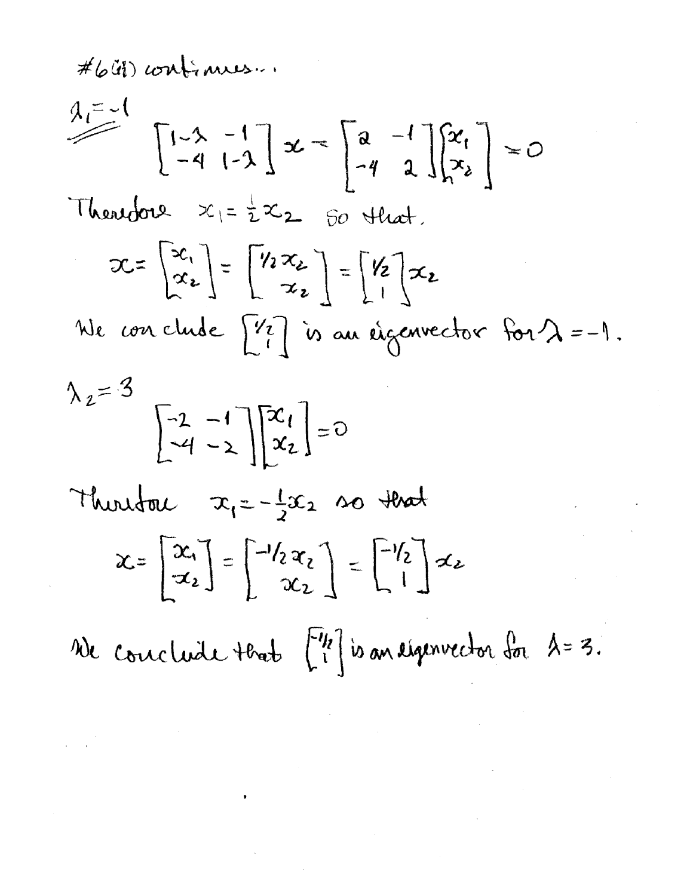#6(ii) continues...

$\lambda_1 = -1$

$$\begin{bmatrix} 1-\lambda & -1 \\ -4 & 1-\lambda \end{bmatrix} x = \begin{bmatrix} 2 & -1 \\ -4 & 2 \end{bmatrix} \begin{bmatrix} x_1 \\ x_2 \end{bmatrix} = 0$$

Therefore $x_1 = \frac{1}{2} x_2$ so that.

$$x = \begin{bmatrix} x_1 \\ x_2 \end{bmatrix} = \begin{bmatrix} 1/2\, x_2 \\ x_2 \end{bmatrix} = \begin{bmatrix} 1/2 \\ 1 \end{bmatrix} x_2$$

We conclude $\begin{bmatrix} 1/2 \\ 1 \end{bmatrix}$ is an eigenvector for $\lambda = -1$.

$\lambda_2 = 3$

$$\begin{bmatrix} -2 & -1 \\ -4 & -2 \end{bmatrix} \begin{bmatrix} x_1 \\ x_2 \end{bmatrix} = 0$$

Therefore $x_1 = -\frac{1}{2} x_2$ so that

$$x = \begin{bmatrix} x_1 \\ x_2 \end{bmatrix} = \begin{bmatrix} -1/2\, x_2 \\ x_2 \end{bmatrix} = \begin{bmatrix} -1/2 \\ 1 \end{bmatrix} x_2$$

We conclude that $\begin{bmatrix} -1/2 \\ 1 \end{bmatrix}$ is an eigenvector for $\lambda = 3$.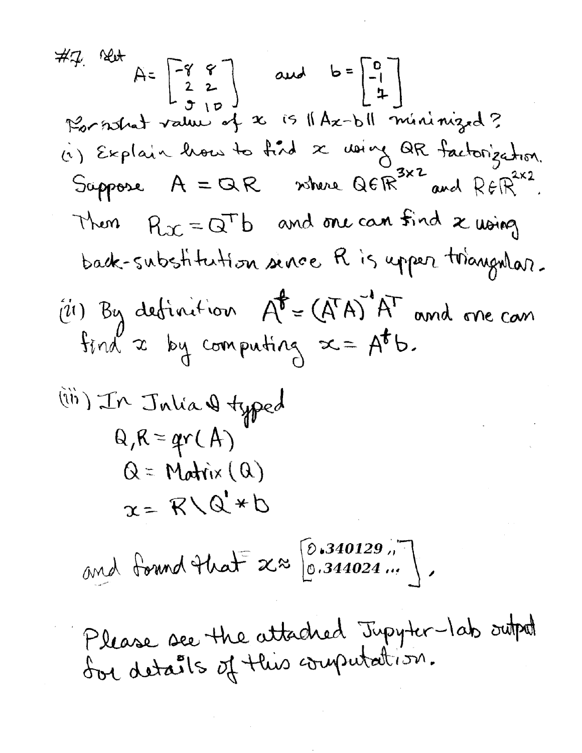#7. Let

$$A = \begin{bmatrix} -8 & 8 \\ 2 & 2 \\ 5 & 10 \end{bmatrix} \quad \text{and} \quad b = \begin{bmatrix} 0 \\ -1 \\ 7 \end{bmatrix}$$

For what value of $x$ is $\|Ax - b\|$ minimized?

(i) Explain how to find $x$ using QR factorization.

Suppose $A = QR$ where $Q \in \mathbb{R}^{3\times 2}$ and $R \in \mathbb{R}^{2\times 2}$.

Then $Rx = Q^T b$ and one can find $x$ using back-substitution since $R$ is upper triangular.

(ii) By definition $A^{\dagger} = (A^T A)^{-1} A^T$ and one can find $x$ by computing $x = A^{\dagger} b$.

(iii) In Julia I typed

```
Q,R = qr(A)
Q = Matrix(Q)
x = R\Q'*b
```

and found that $x \approx \begin{bmatrix} 0.340129\ldots \\ 0.344024\ldots \end{bmatrix}$.

Please see the attached Jupyter-lab output for details of this computation.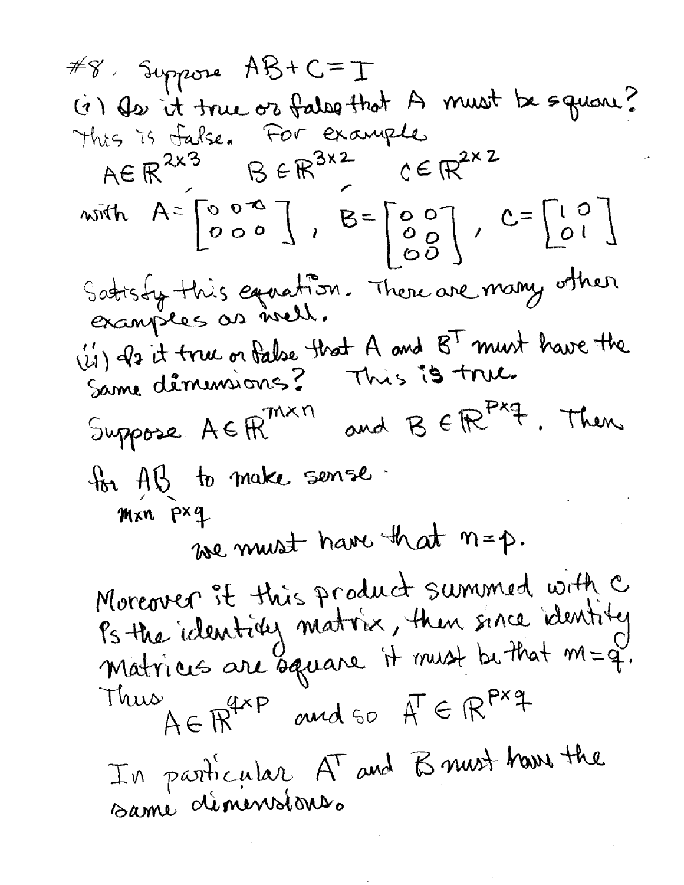#8. Suppose $AB + C = I$

(i) Is it true or false that $A$ must be square?
This is false. For example

$A \in \mathbb{R}^{2\times 3}$, $B \in \mathbb{R}^{3\times 2}$, $C \in \mathbb{R}^{2\times 2}$

with
$$A = \begin{bmatrix} 0 & 0 & 0 \\ 0 & 0 & 0 \end{bmatrix}, \quad B = \begin{bmatrix} 0 & 0 \\ 0 & 0 \\ 0 & 0 \end{bmatrix}, \quad C = \begin{bmatrix} 1 & 0 \\ 0 & 1 \end{bmatrix}$$

Satisfy this equation. There are many other examples as well.

(ii) Is it true or false that $A$ and $B^T$ must have the same dimensions? This is true.

Suppose $A \in \mathbb{R}^{m\times n}$ and $B \in \mathbb{R}^{p\times q}$. Then for $AB$ to make sense

$\underset{m\times n}{A}\,\underset{p\times q}{B}$

we must have that $n = p$.

Moreover if this product summed with $C$ is the identity matrix, then since identity matrices are square it must be that $m = q$.
Thus

$A \in \mathbb{R}^{q\times p}$ and so $A^T \in \mathbb{R}^{p\times q}$

In particular $A^T$ and $B$ must have the same dimensions.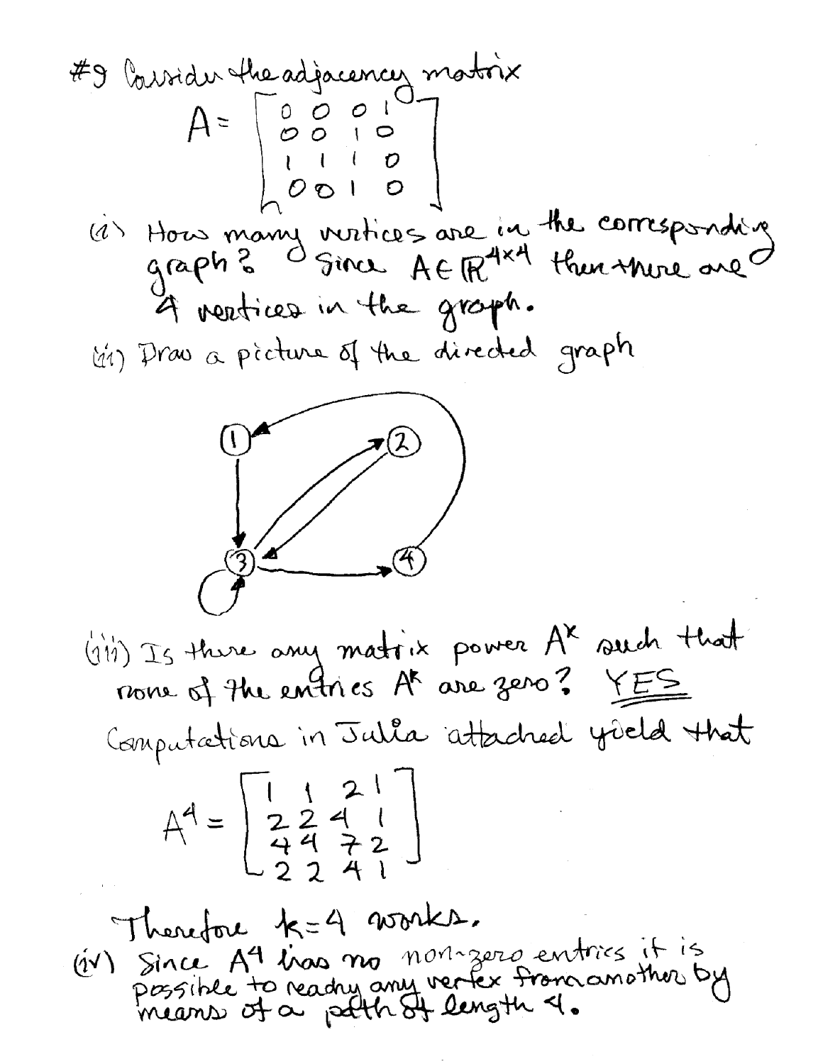#9 Consider the adjacency matrix

$$A = \begin{bmatrix} 0 & 0 & 0 & 1 \\ 0 & 0 & 1 & 0 \\ 1 & 1 & 1 & 0 \\ 0 & 0 & 1 & 0 \end{bmatrix}$$

(i) How many vertices are in the corresponding graph? Since $A \in \mathbb{R}^{4\times 4}$ then there are 4 vertices in the graph.

(ii) Draw a picture of the directed graph

(iii) Is there any matrix power $A^k$ such that none of the entries $A^k$ are zero? YES

Computations in Julia attached yield that

$$A^4 = \begin{bmatrix} 1 & 1 & 2 & 1 \\ 2 & 2 & 4 & 1 \\ 4 & 4 & 7 & 2 \\ 2 & 2 & 4 & 1 \end{bmatrix}$$

Therefore $k=4$ works.

(iv) Since $A^4$ has no non-zero entries it is possible to reach any vertex from another by means of a path of length 4.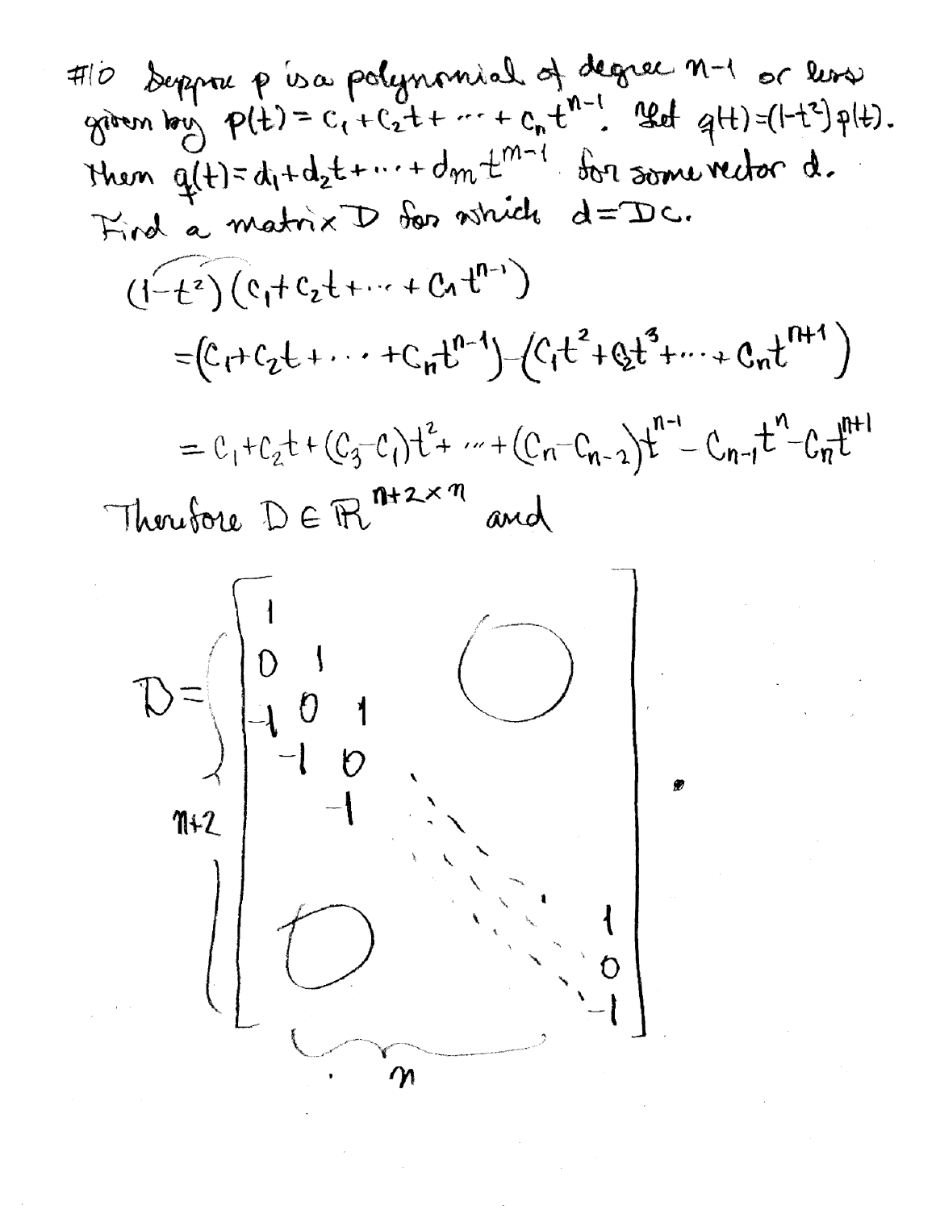#10 Suppose $p$ is a polynomial of degree $n-1$ or less given by $p(t) = c_1 + c_2 t + \cdots + c_n t^{n-1}$. Let $q(t) = (1-t^2)p(t)$. Then $q(t) = d_1 + d_2 t + \cdots + d_m t^{m-1}$ for some vector $d$. Find a matrix $D$ for which $d = Dc$.

$$(1-t^2)(c_1 + c_2 t + \cdots + c_n t^{n-1})$$

$$= (c_1 + c_2 t + \cdots + c_n t^{n-1}) - (c_1 t^2 + c_2 t^3 + \cdots + c_n t^{n+1})$$

$$= c_1 + c_2 t + (c_3 - c_1) t^2 + \cdots + (c_n - c_{n-2}) t^{n-1} - c_{n-1} t^n - c_n t^{n+1}$$

Therefore $D \in \mathbb{R}^{n+2 \times n}$ and

$$D = \begin{bmatrix} 1 & & & & \\ 0 & 1 & & \bigcirc & \\ -1 & 0 & 1 & & \\ & -1 & 0 & \ddots & \\ & & -1 & \ddots & 1 \\ & \bigcirc & & \ddots & 0 \\ & & & & -1 \end{bmatrix}$$

($n+2$ rows, $n$ columns)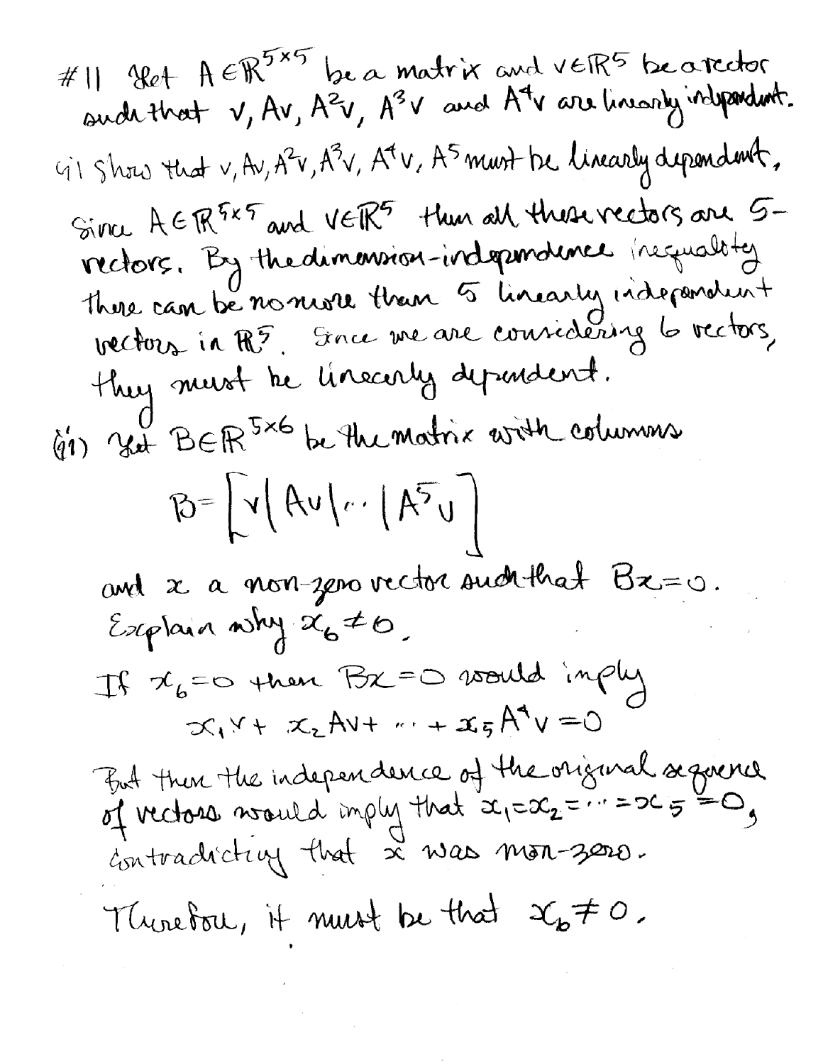#11 Let $A \in \mathbb{R}^{5\times 5}$ be a matrix and $v \in \mathbb{R}^5$ be a vector such that $v, Av, A^2v, A^3v$ and $A^4v$ are linearly independent.

(i) Show that $v, Av, A^2v, A^3v, A^4v, A^5$ must be linearly dependent,

Since $A \in \mathbb{R}^{5\times 5}$ and $v \in \mathbb{R}^5$ then all these vectors are 5-vectors. By the dimension-independence inequality there can be no more than 5 linearly independent vectors in $\mathbb{R}^5$. Since we are considering 6 vectors, they must be linearly dependent.

(ii) Let $B \in \mathbb{R}^{5\times 6}$ be the matrix with columns

$$B = \left[ v \,|\, Av \,|\, \cdots \,|\, A^5 v \right]$$

and $x$ a non-zero vector such that $Bx = 0$. Explain why $x_6 \neq 0$.

If $x_6 = 0$ then $Bx = 0$ would imply

$$x_1 v + x_2 Av + \cdots + x_5 A^4 v = 0$$

But then the independence of the original sequence of vectors would imply that $x_1 = x_2 = \cdots = x_5 = 0$, contradicting that $x$ was non-zero.

Therefore, it must be that $x_6 \neq 0$.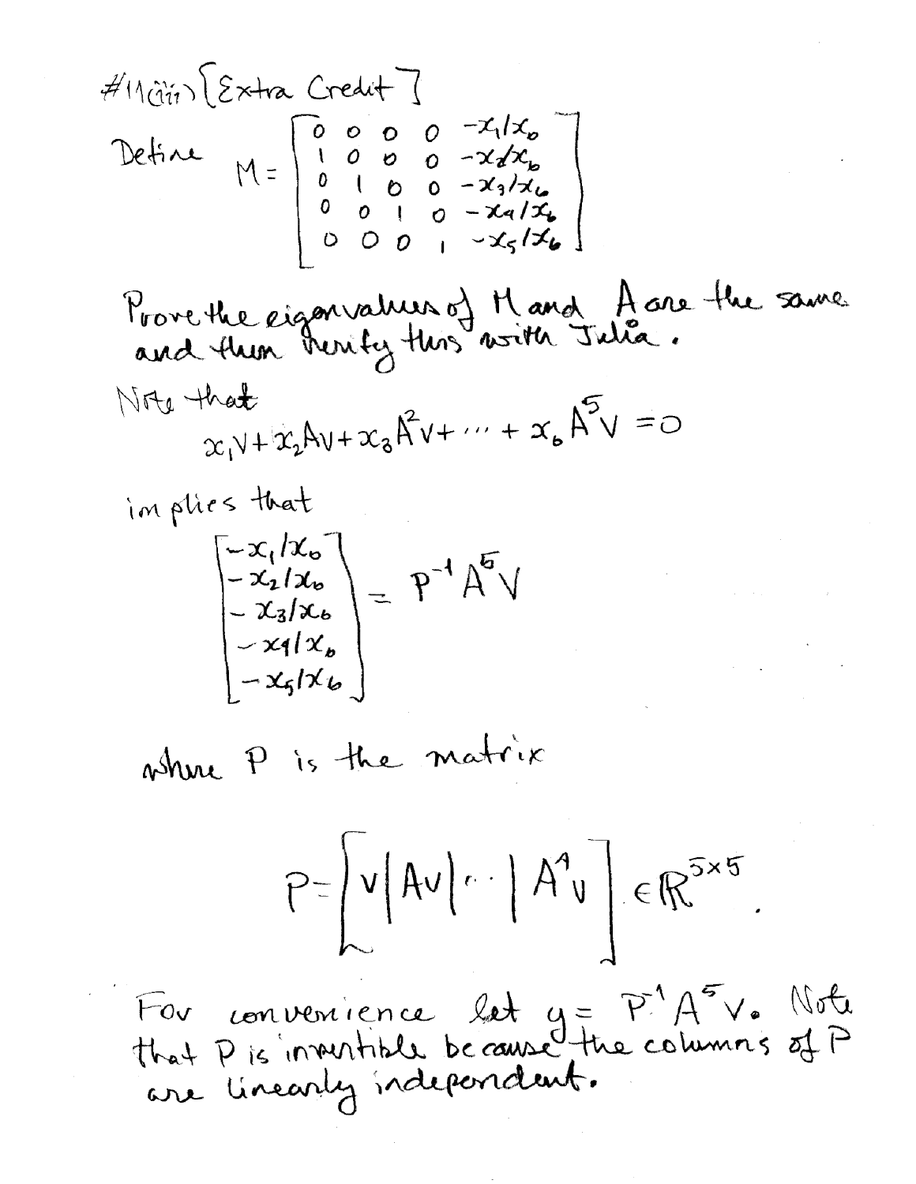#11(iii) [Extra Credit]

Define
$$M = \begin{bmatrix} 0 & 0 & 0 & 0 & -x_1/x_6 \\ 1 & 0 & 0 & 0 & -x_2/x_6 \\ 0 & 1 & 0 & 0 & -x_3/x_6 \\ 0 & 0 & 1 & 0 & -x_4/x_6 \\ 0 & 0 & 0 & 1 & -x_5/x_6 \end{bmatrix}$$

Prove the eigenvalues of M and A are the same and then verify this with Julia.

Note that
$$x_1 v + x_2 Av + x_3 A^2 v + \cdots + x_6 A^5 v = 0$$

implies that
$$\begin{bmatrix} -x_1/x_6 \\ -x_2/x_6 \\ -x_3/x_6 \\ -x_4/x_6 \\ -x_5/x_6 \end{bmatrix} = P^{-1} A^5 v$$

where P is the matrix

$$P = \left[ v \,|\, Av \,|\, \cdots \,|\, A^4 v \right] \in \mathbb{R}^{5\times 5}.$$

For convenience let $y = P^{-1} A^5 v$. Note that P is invertible because the columns of P are linearly independent.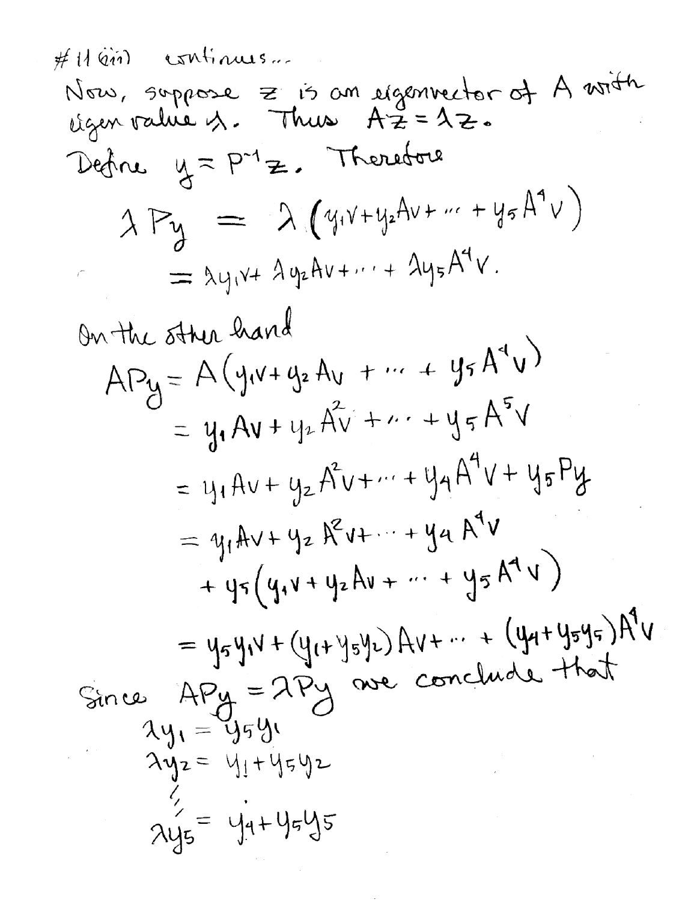#11 (iii) continues...

Now, suppose $z$ is an eigenvector of $A$ with eigen value $\lambda$. Thus $Az = \lambda z$.

Define $y = P^{-1}z$. Therefore

$$\lambda Py = \lambda\left(y_1 v + y_2 Av + \cdots + y_5 A^4 v\right)$$

$$= \lambda y_1 v + \lambda y_2 Av + \cdots + \lambda y_5 A^4 v.$$

On the other hand

$$APy = A\left(y_1 v + y_2 Av + \cdots + y_5 A^4 v\right)$$

$$= y_1 Av + y_2 A^2 v + \cdots + y_5 A^5 v$$

$$= y_1 Av + y_2 A^2 v + \cdots + y_4 A^4 v + y_5 Py$$

$$= y_1 Av + y_2 A^2 v + \cdots + y_4 A^4 v$$
$$+ y_5\left(y_1 v + y_2 Av + \cdots + y_5 A^4 v\right)$$

$$= y_5 y_1 v + (y_1 + y_5 y_2) Av + \cdots + (y_4 + y_5 y_5) A^4 v$$

Since $APy = \lambda Py$ we conclude that

$$\lambda y_1 = y_5 y_1$$
$$\lambda y_2 = y_1 + y_5 y_2$$
$$\vdots$$
$$\lambda y_5 = y_4 + y_5 y_5$$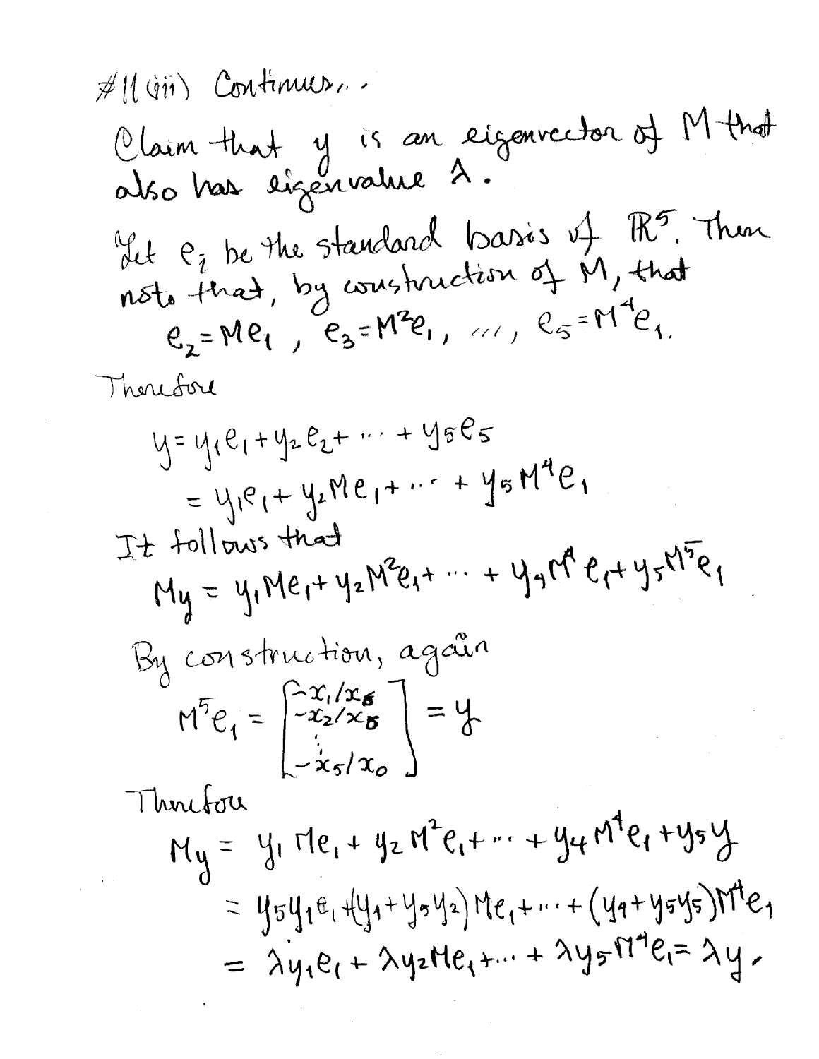#11 (iii) Continues...

Claim that $y$ is an eigenvector of $M$ that also has eigenvalue $\lambda$.

Let $e_i$ be the standard basis of $\mathbb{R}^5$. Then note that, by construction of $M$, that

$$e_2 = Me_1, \quad e_3 = M^2 e_1, \quad \ldots, \quad e_5 = M^4 e_1.$$

Therefore

$$y = y_1 e_1 + y_2 e_2 + \cdots + y_5 e_5$$
$$= y_1 e_1 + y_2 M e_1 + \cdots + y_5 M^4 e_1$$

It follows that

$$My = y_1 M e_1 + y_2 M^2 e_1 + \cdots + y_4 M^4 e_1 + y_5 M^5 e_1$$

By construction, again

$$M^5 e_1 = \begin{bmatrix} -x_1/x_0 \\ -x_2/x_0 \\ \vdots \\ -x_5/x_0 \end{bmatrix} = y$$

Therefore

$$My = y_1 M e_1 + y_2 M^2 e_1 + \cdots + y_4 M^4 e_1 + y_5 y$$
$$= y_5 y_1 e_1 + (y_1 + y_5 y_2) M e_1 + \cdots + (y_4 + y_5 y_5) M^4 e_1$$
$$= \lambda y_1 e_1 + \lambda y_2 M e_1 + \cdots + \lambda y_5 M^4 e_1 = \lambda y.$$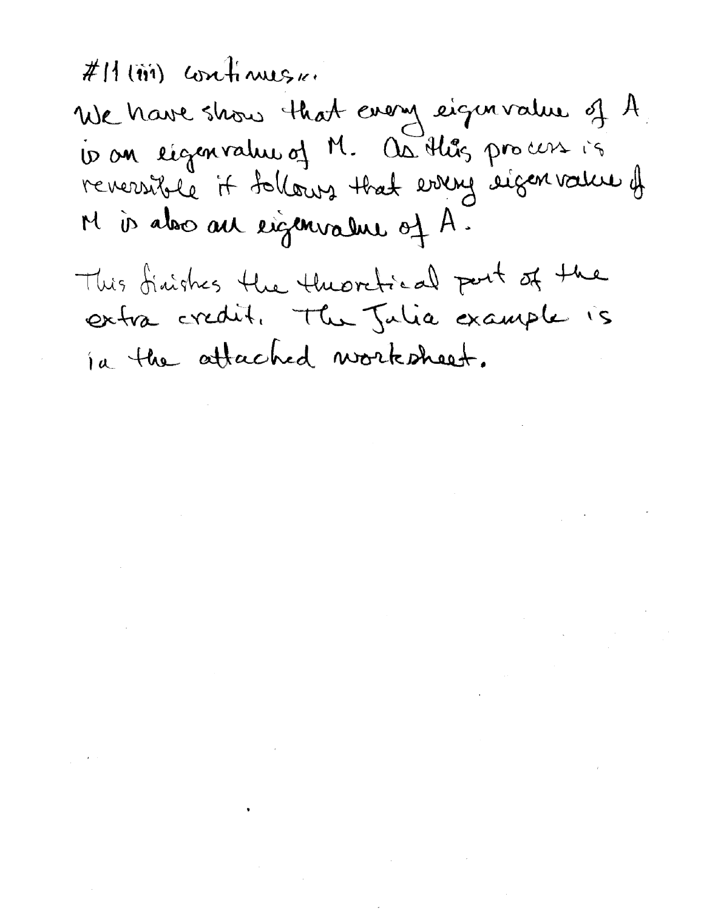#11 (iii) continues...

We have show that every eigenvalue of $A$ is an eigenvalue of $M$. As this process is reversible it follows that every eigenvalue of $M$ is also an eigenvalue of $A$.

This finishes the theoretical part of the extra credit. The Julia example is in the attached worksheet.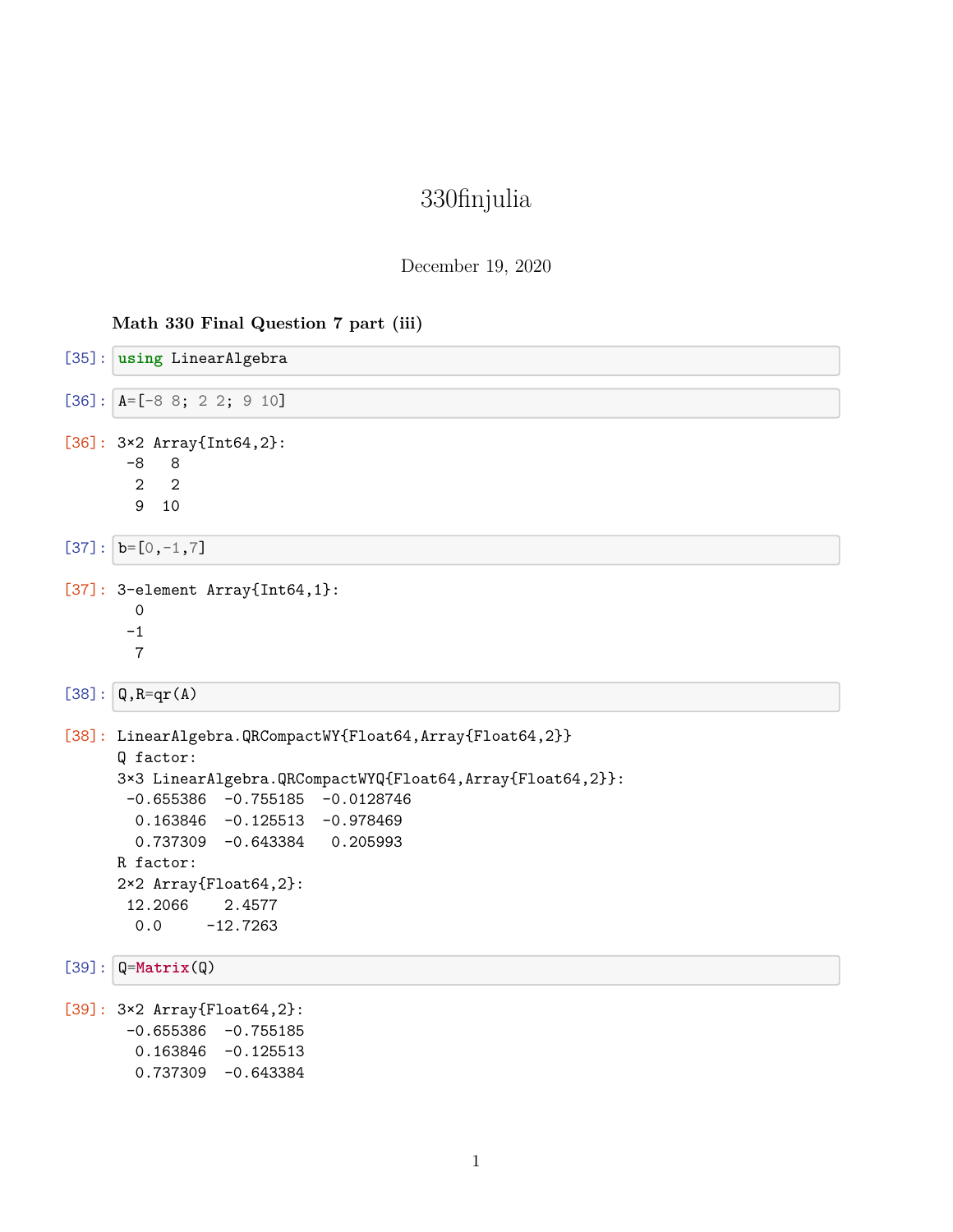# 330finjulia

December 19, 2020

**Math 330 Final Question 7 part (iii)**

[35]:
```
using LinearAlgebra
```

[36]:
```
A=[-8 8; 2 2; 9 10]
```

[36]:
```
3×2 Array{Int64,2}:
 -8   8
  2   2
  9  10
```

[37]:
```
b=[0,-1,7]
```

[37]:
```
3-element Array{Int64,1}:
  0
 -1
  7
```

[38]:
```
Q,R=qr(A)
```

[38]:
```
LinearAlgebra.QRCompactWY{Float64,Array{Float64,2}}
Q factor:
3×3 LinearAlgebra.QRCompactWYQ{Float64,Array{Float64,2}}:
 -0.655386  -0.755185  -0.0128746
  0.163846  -0.125513  -0.978469
  0.737309  -0.643384   0.205993
R factor:
2×2 Array{Float64,2}:
 12.2066    2.4577
  0.0     -12.7263
```

[39]:
```
Q=Matrix(Q)
```

[39]:
```
3×2 Array{Float64,2}:
 -0.655386  -0.755185
  0.163846  -0.125513
  0.737309  -0.643384
```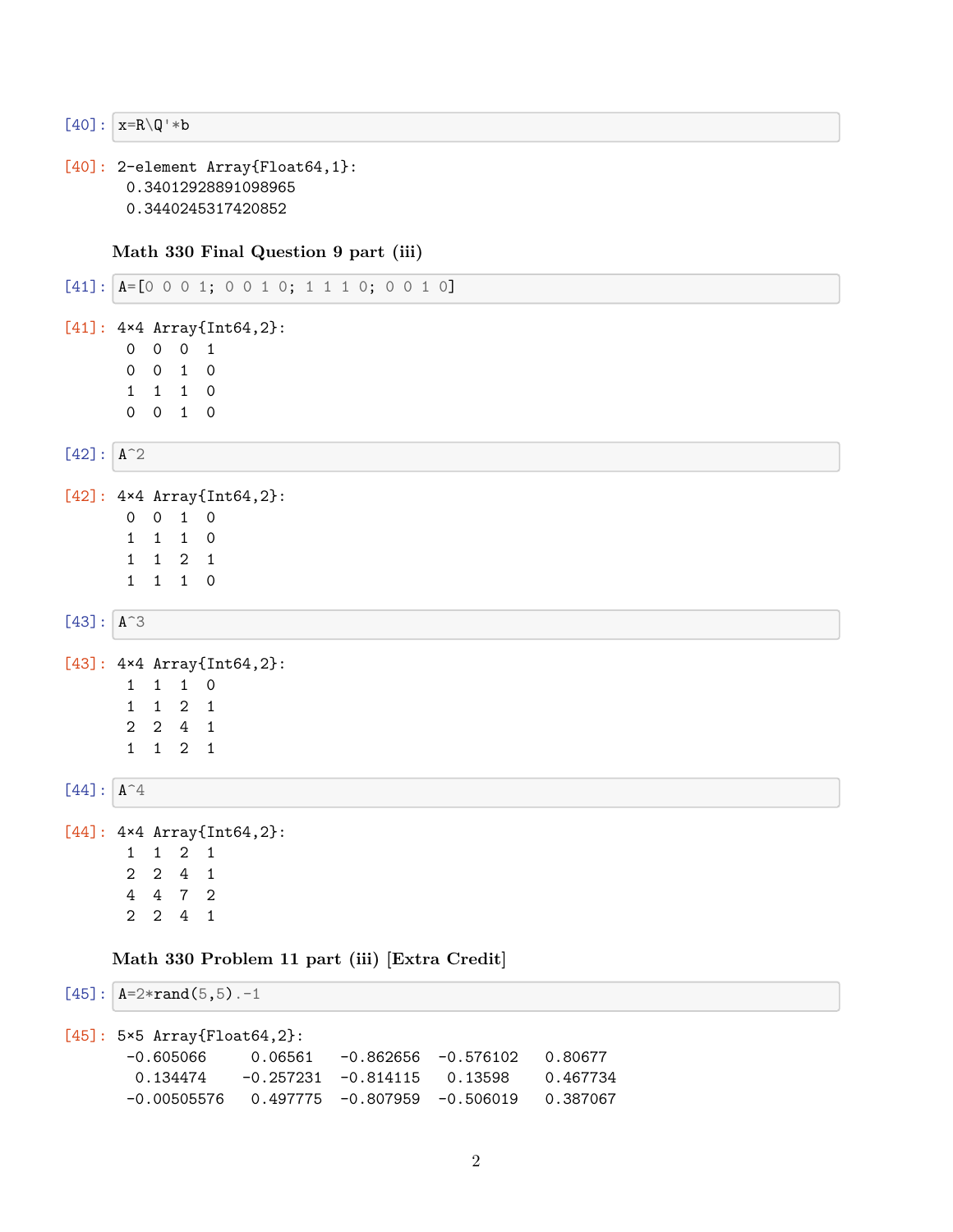```
[40]: x=R\Q'*b
```

```
[40]: 2-element Array{Float64,1}:
 0.34012928891098965
 0.3440245317420852
```

**Math 330 Final Question 9 part (iii)**

```
[41]: A=[0 0 0 1; 0 0 1 0; 1 1 1 0; 0 0 1 0]
```

```
[41]: 4×4 Array{Int64,2}:
 0  0  0  1
 0  0  1  0
 1  1  1  0
 0  0  1  0
```

```
[42]: A^2
```

```
[42]: 4×4 Array{Int64,2}:
 0  0  1  0
 1  1  1  0
 1  1  2  1
 1  1  1  0
```

```
[43]: A^3
```

```
[43]: 4×4 Array{Int64,2}:
 1  1  1  0
 1  1  2  1
 2  2  4  1
 1  1  2  1
```

```
[44]: A^4
```

```
[44]: 4×4 Array{Int64,2}:
 1  1  2  1
 2  2  4  1
 4  4  7  2
 2  2  4  1
```

**Math 330 Problem 11 part (iii) [Extra Credit]**

```
[45]: A=2*rand(5,5).-1
```

```
[45]: 5×5 Array{Float64,2}:
 -0.605066     0.06561   -0.862656  -0.576102   0.80677
  0.134474    -0.257231  -0.814115   0.13598    0.467734
 -0.00505576   0.497775  -0.807959  -0.506019   0.387067
```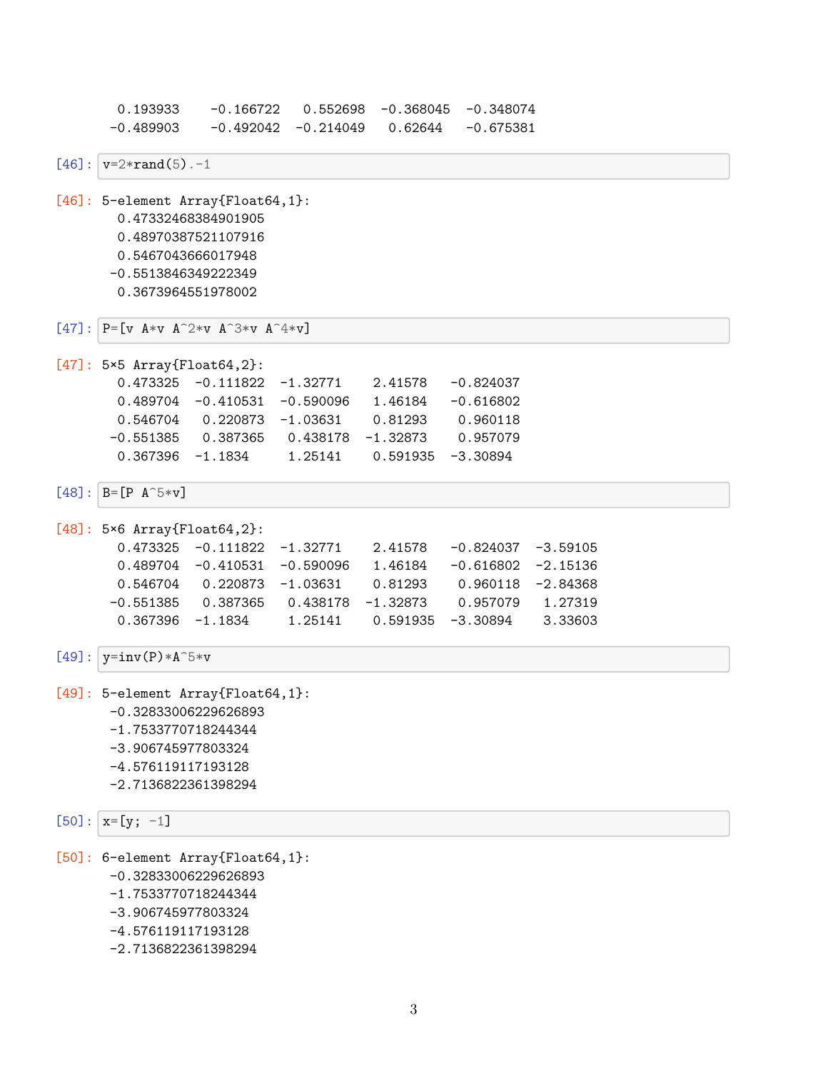```
 0.193933    -0.166722   0.552698  -0.368045  -0.348074
-0.489903    -0.492042  -0.214049   0.62644   -0.675381
```

[46]:
```
v=2*rand(5).-1
```

[46]:
```
5-element Array{Float64,1}:
  0.47332468384901905
  0.48970387521107916
  0.5467043666017948
 -0.5513846349222349
  0.3673964551978002
```

[47]:
```
P=[v A*v A^2*v A^3*v A^4*v]
```

[47]:
```
5×5 Array{Float64,2}:
  0.473325  -0.111822  -1.32771    2.41578   -0.824037
  0.489704  -0.410531  -0.590096   1.46184   -0.616802
  0.546704   0.220873  -1.03631    0.81293    0.960118
 -0.551385   0.387365   0.438178  -1.32873    0.957079
  0.367396  -1.1834     1.25141    0.591935  -3.30894
```

[48]:
```
B=[P A^5*v]
```

[48]:
```
5×6 Array{Float64,2}:
  0.473325  -0.111822  -1.32771    2.41578   -0.824037  -3.59105
  0.489704  -0.410531  -0.590096   1.46184   -0.616802  -2.15136
  0.546704   0.220873  -1.03631    0.81293    0.960118  -2.84368
 -0.551385   0.387365   0.438178  -1.32873    0.957079   1.27319
  0.367396  -1.1834     1.25141    0.591935  -3.30894    3.33603
```

[49]:
```
y=inv(P)*A^5*v
```

[49]:
```
5-element Array{Float64,1}:
 -0.32833006229626893
 -1.7533770718244344
 -3.906745977803324
 -4.576119117193128
 -2.7136822361398294
```

[50]:
```
x=[y; -1]
```

[50]:
```
6-element Array{Float64,1}:
 -0.32833006229626893
 -1.7533770718244344
 -3.906745977803324
 -4.576119117193128
 -2.7136822361398294
```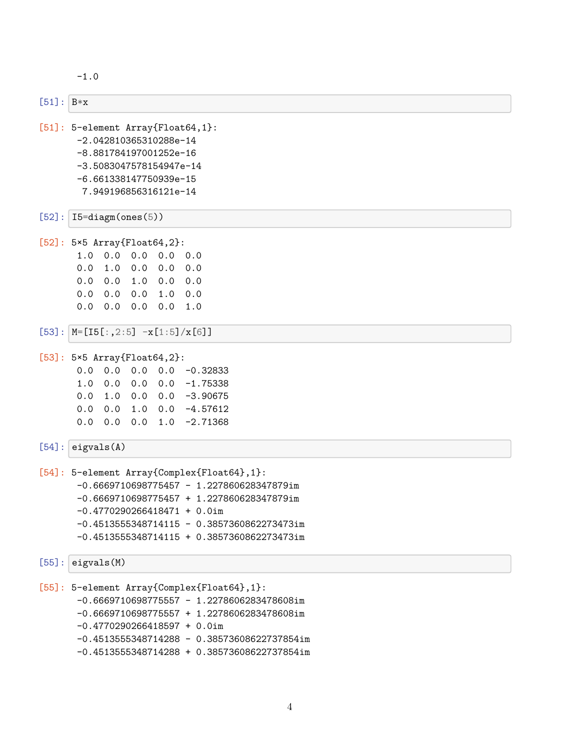```
-1.0
```

[51]:
```
B*x
```

[51]:
```
5-element Array{Float64,1}:
 -2.042810365310288e-14
 -8.881784197001252e-16
 -3.5083047578154947e-14
 -6.661338147750939e-15
  7.949196856316121e-14
```

[52]:
```
I5=diagm(ones(5))
```

[52]:
```
5×5 Array{Float64,2}:
 1.0  0.0  0.0  0.0  0.0
 0.0  1.0  0.0  0.0  0.0
 0.0  0.0  1.0  0.0  0.0
 0.0  0.0  0.0  1.0  0.0
 0.0  0.0  0.0  0.0  1.0
```

[53]:
```
M=[I5[:,2:5] -x[1:5]/x[6]]
```

[53]:
```
5×5 Array{Float64,2}:
 0.0  0.0  0.0  0.0  -0.32833
 1.0  0.0  0.0  0.0  -1.75338
 0.0  1.0  0.0  0.0  -3.90675
 0.0  0.0  1.0  0.0  -4.57612
 0.0  0.0  0.0  1.0  -2.71368
```

[54]:
```
eigvals(A)
```

[54]:
```
5-element Array{Complex{Float64},1}:
 -0.6669710698775457 - 1.227860628347879im
 -0.6669710698775457 + 1.227860628347879im
 -0.4770290266418471 + 0.0im
 -0.4513555348714115 - 0.3857360862273473im
 -0.4513555348714115 + 0.3857360862273473im
```

[55]:
```
eigvals(M)
```

[55]:
```
5-element Array{Complex{Float64},1}:
 -0.6669710698775557 - 1.2278606283478608im
 -0.6669710698775557 + 1.2278606283478608im
 -0.4770290266418597 + 0.0im
 -0.4513555348714288 - 0.38573608622737854im
 -0.4513555348714288 + 0.38573608622737854im
```